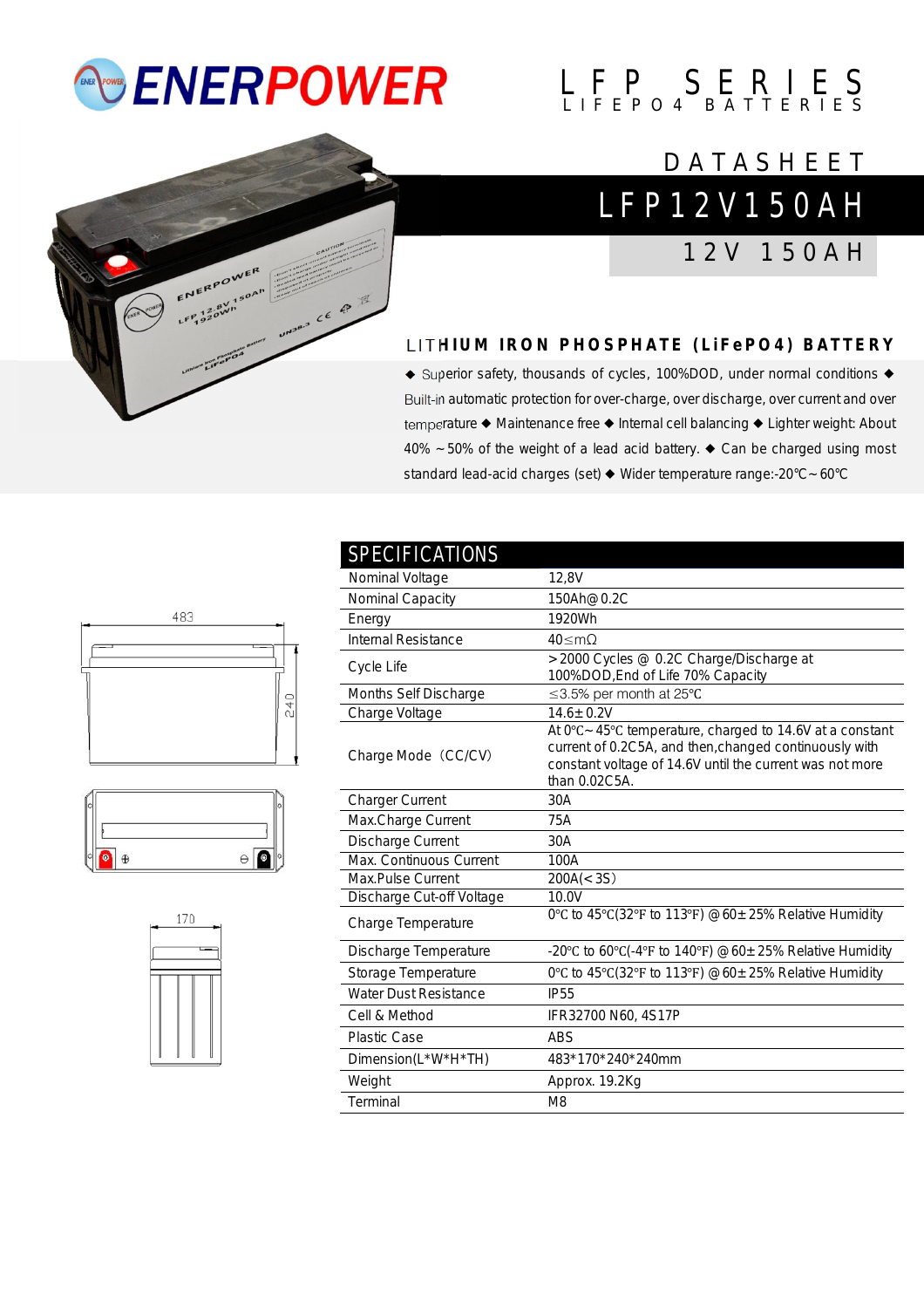# ENERPOWER

LFP SERIES
LIFEPO4 BATTERIES

DATASHEET

# LFP12V150AH

## 12V 150AH

### LITHIUM IRON PHOSPHATE (LiFePO4) BATTERY

◆ Superior safety, thousands of cycles, 100%DOD, under normal conditions ◆ Built-in automatic protection for over-charge, over discharge, over current and over temperature ◆ Maintenance free ◆ Internal cell balancing ◆ Lighter weight: About 40% ～50% of the weight of a lead acid battery. ◆ Can be charged using most standard lead-acid charges (set) ◆ Wider temperature range:-20℃～60℃

| SPECIFICATIONS | |
|---|---|
| Nominal Voltage | 12,8V |
| Nominal Capacity | 150Ah@ 0.2C |
| Energy | 1920Wh |
| Internal Resistance | 40≤mΩ |
| Cycle Life | >2000 Cycles @ 0.2C Charge/Discharge at 100%DOD,End of Life 70% Capacity |
| Months Self Discharge | ≤3.5% per month at 25℃ |
| Charge Voltage | 14.6±0.2V |
| Charge Mode（CC/CV） | At 0℃~ 45℃ temperature, charged to 14.6V at a constant current of 0.2C5A, and then,changed continuously with constant voltage of 14.6V until the current was not more than 0.02C5A. |
| Charger Current | 30A |
| Max.Charge Current | 75A |
| Discharge Current | 30A |
| Max. Continuous Current | 100A |
| Max.Pulse Current | 200A(<3S) |
| Discharge Cut-off Voltage | 10.0V |
| Charge Temperature | 0℃ to 45℃(32℉ to 113℉) @ 60±25% Relative Humidity |
| Discharge Temperature | -20℃ to 60℃(-4℉ to 140℉) @ 60±25% Relative Humidity |
| Storage Temperature | 0℃ to 45℃(32℉ to 113℉) @ 60±25% Relative Humidity |
| Water Dust Resistance | IP55 |
| Cell & Method | IFR32700 N60, 4S17P |
| Plastic Case | ABS |
| Dimension(L*W*H*TH) | 483*170*240*240mm |
| Weight | Approx. 19.2Kg |
| Terminal | M8 |

483

240

170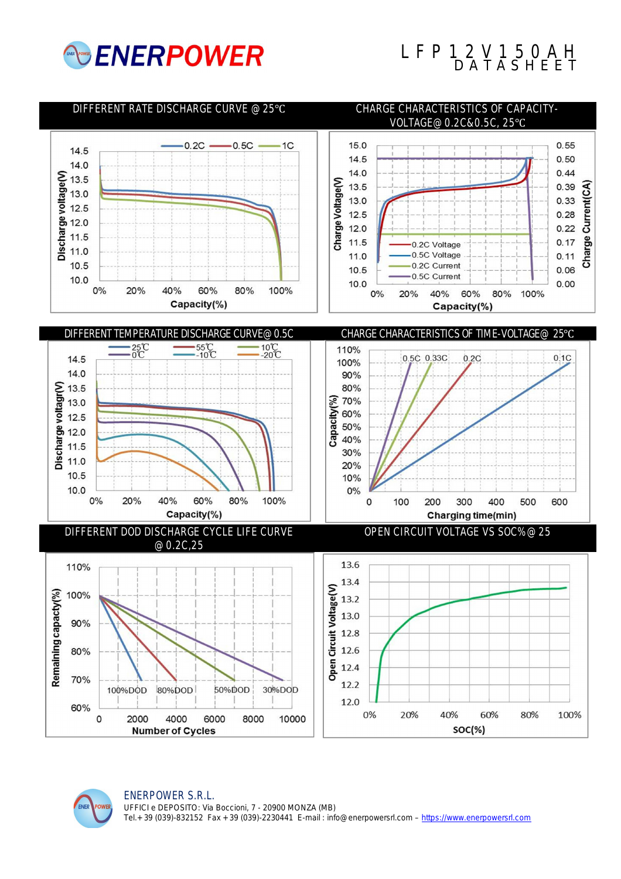# ENERPOWER

LFP12V150AH
DATASHEET

## DIFFERENT RATE DISCHARGE CURVE @ 25℃

0.2C 0.5C 1C

Discharge voltage(V)

14.5
14.0
13.5
13.0
12.5
12.0
11.5
11.0
10.5
10.0

0% 20% 40% 60% 80% 100%

Capacity(%)

## CHARGE CHARACTERISTICS OF CAPACITY-VOLTAGE@ 0.2C&0.5C, 25℃

Charge Voltage(V)

15.0
14.5
14.0
13.5
13.0
12.5
12.0
11.5
11.0
10.5
10.0

Charge Current(CA)

0.55
0.50
0.44
0.39
0.33
0.28
0.22
0.17
0.11
0.06
0.00

0.2C Voltage
0.5C Voltage
0.2C Current
0.5C Current

0% 20% 40% 60% 80% 100%

Capacity(%)

## DIFFERENT TEMPERATURE DISCHARGE CURVE@ 0.5C

25℃ 55℃ 10℃
0℃ -10℃ -20℃

Discharge voltagr(V)

14.5
14.0
13.5
13.0
12.5
12.0
11.5
11.0
10.5
10.0

0% 20% 40% 60% 80% 100%

Capacity(%)

## CHARGE CHARACTERISTICS OF TIME-VOLTAGE@ 25℃

0.5C 0.33C 0.2C 0.1C

Capacity(%)

110%
100%
90%
80%
70%
60%
50%
40%
30%
20%
10%
0%

0 100 200 300 400 500 600

Charging time(min)

## DIFFERENT DOD DISCHARGE CYCLE LIFE CURVE @ 0.2C,25

Remaining capacity(%)

110%
100%
90%
80%
70%
60%

100%DOD 80%DOD 50%DOD 30%DOD

0 2000 4000 6000 8000 10000

Number of Cycles

## OPEN CIRCUIT VOLTAGE VS SOC% @ 25

Open Circuit Voltage(V)

13.6
13.4
13.2
13.0
12.8
12.6
12.4
12.2
12.0

0% 20% 40% 60% 80% 100%

SOC(%)

ENERPOWER S.R.L.
UFFICI e DEPOSITO: Via Boccioni, 7 - 20900 MONZA (MB)
Tel.+39 (039)-832152 Fax +39 (039)-2230441 E-mail : info@enerpowersrl.com – https://www.enerpowersrl.com